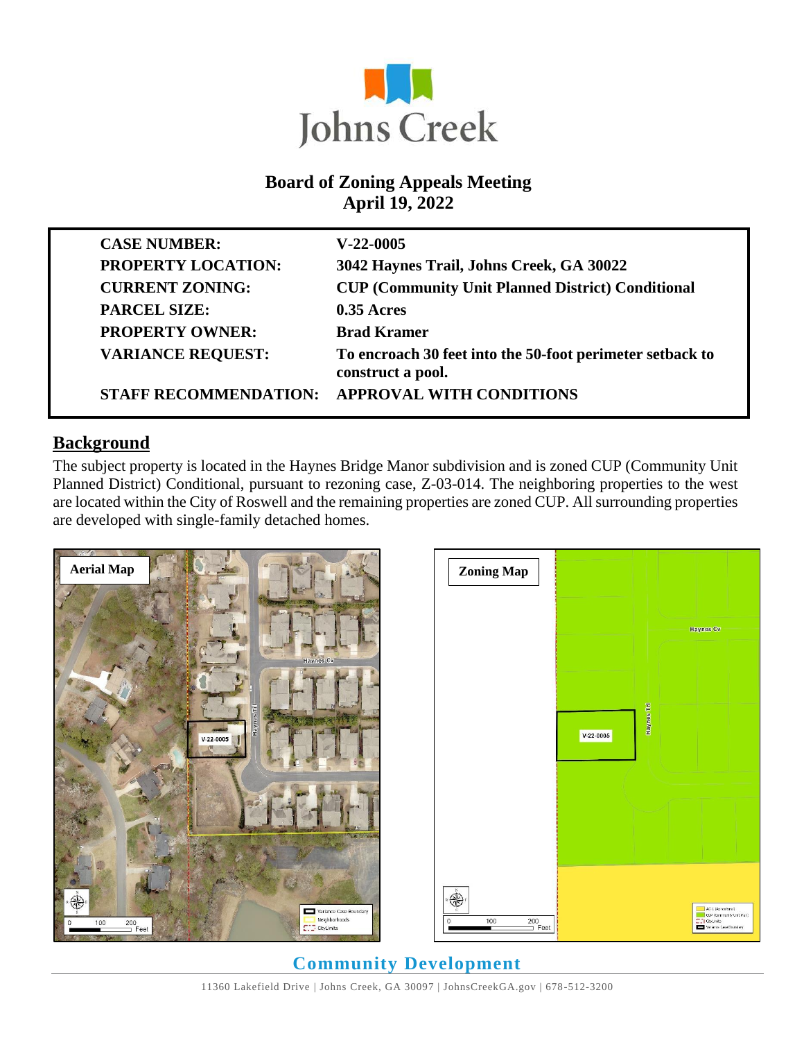Johns Creek

# Board of Zoning Appeals Meeting
## April 19, 2022

| | |
|---|---|
| **CASE NUMBER:** | **V-22-0005** |
| **PROPERTY LOCATION:** | **3042 Haynes Trail, Johns Creek, GA 30022** |
| **CURRENT ZONING:** | **CUP (Community Unit Planned District) Conditional** |
| **PARCEL SIZE:** | **0.35 Acres** |
| **PROPERTY OWNER:** | **Brad Kramer** |
| **VARIANCE REQUEST:** | **To encroach 30 feet into the 50-foot perimeter setback to construct a pool.** |
| **STAFF RECOMMENDATION:** | **APPROVAL WITH CONDITIONS** |

## Background

The subject property is located in the Haynes Bridge Manor subdivision and is zoned CUP (Community Unit Planned District) Conditional, pursuant to rezoning case, Z-03-014. The neighboring properties to the west are located within the City of Roswell and the remaining properties are zoned CUP. All surrounding properties are developed with single-family detached homes.

**Aerial Map**

**Zoning Map**

**Community Development**

11360 Lakefield Drive | Johns Creek, GA 30097 | JohnsCreekGA.gov | 678-512-3200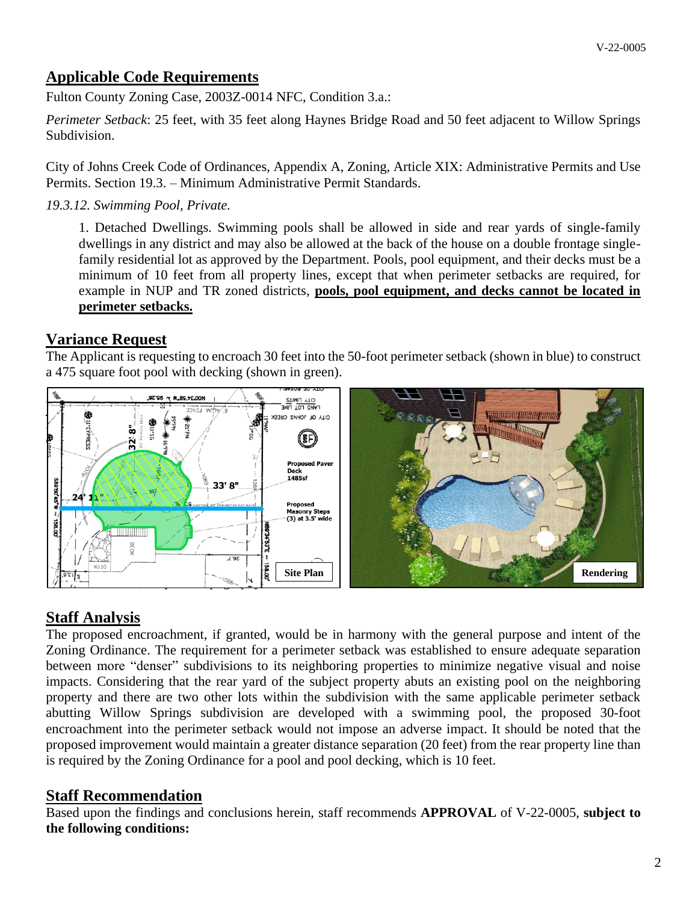## Applicable Code Requirements

Fulton County Zoning Case, 2003Z-0014 NFC, Condition 3.a.:

*Perimeter Setback*: 25 feet, with 35 feet along Haynes Bridge Road and 50 feet adjacent to Willow Springs Subdivision.

City of Johns Creek Code of Ordinances, Appendix A, Zoning, Article XIX: Administrative Permits and Use Permits. Section 19.3. – Minimum Administrative Permit Standards.

*19.3.12. Swimming Pool, Private.*

> 1. Detached Dwellings. Swimming pools shall be allowed in side and rear yards of single-family dwellings in any district and may also be allowed at the back of the house on a double frontage single-family residential lot as approved by the Department. Pools, pool equipment, and their decks must be a minimum of 10 feet from all property lines, except that when perimeter setbacks are required, for example in NUP and TR zoned districts, **pools, pool equipment, and decks cannot be located in perimeter setbacks.**

## Variance Request

The Applicant is requesting to encroach 30 feet into the 50-foot perimeter setback (shown in blue) to construct a 475 square foot pool with decking (shown in green).

Site Plan

Rendering

## Staff Analysis

The proposed encroachment, if granted, would be in harmony with the general purpose and intent of the Zoning Ordinance. The requirement for a perimeter setback was established to ensure adequate separation between more "denser" subdivisions to its neighboring properties to minimize negative visual and noise impacts. Considering that the rear yard of the subject property abuts an existing pool on the neighboring property and there are two other lots within the subdivision with the same applicable perimeter setback abutting Willow Springs subdivision are developed with a swimming pool, the proposed 30-foot encroachment into the perimeter setback would not impose an adverse impact. It should be noted that the proposed improvement would maintain a greater distance separation (20 feet) from the rear property line than is required by the Zoning Ordinance for a pool and pool decking, which is 10 feet.

## Staff Recommendation

Based upon the findings and conclusions herein, staff recommends **APPROVAL** of V-22-0005, **subject to the following conditions:**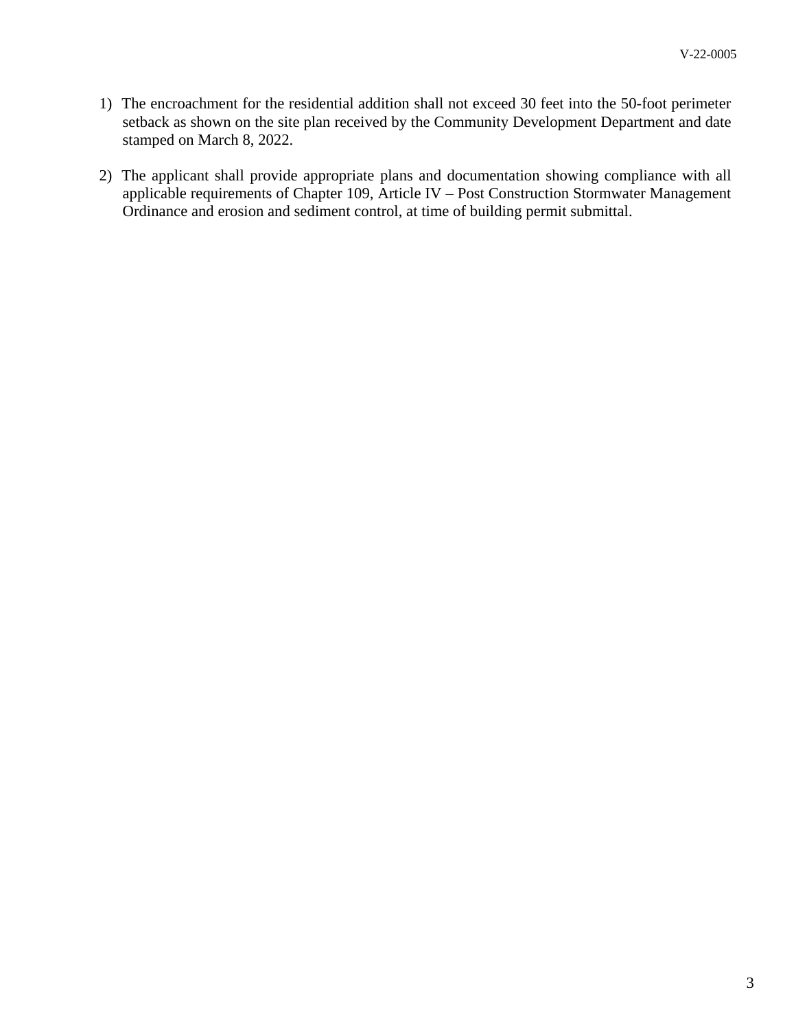1) The encroachment for the residential addition shall not exceed 30 feet into the 50-foot perimeter setback as shown on the site plan received by the Community Development Department and date stamped on March 8, 2022.

2) The applicant shall provide appropriate plans and documentation showing compliance with all applicable requirements of Chapter 109, Article IV – Post Construction Stormwater Management Ordinance and erosion and sediment control, at time of building permit submittal.